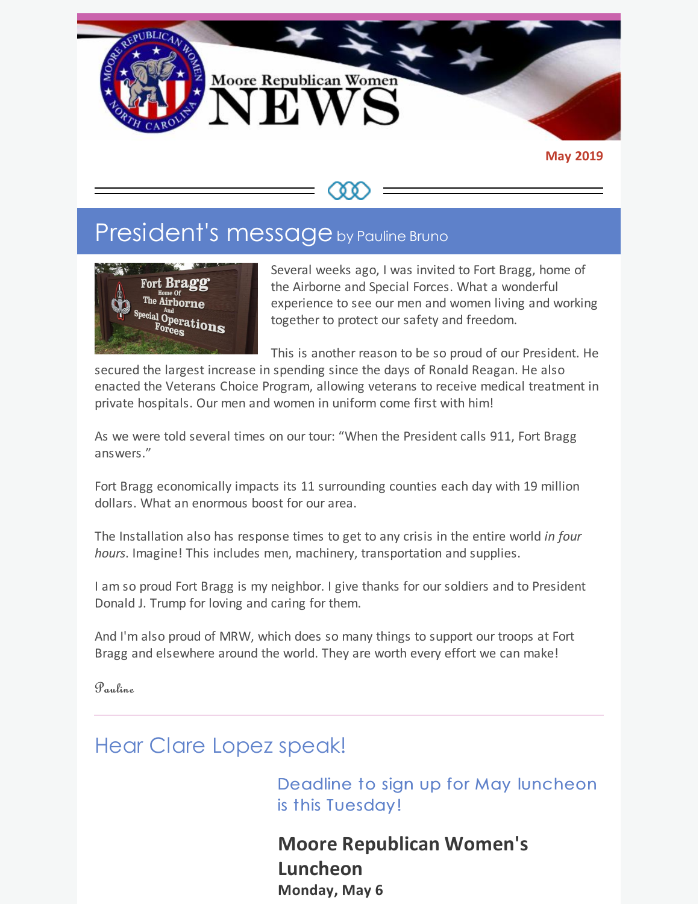# Moore Republican Women NEWS

**May 2019**

## President's message by Pauline Bruno

Several weeks ago, I was invited to Fort Bragg, home of the Airborne and Special Forces. What a wonderful experience to see our men and women living and working together to protect our safety and freedom.

This is another reason to be so proud of our President. He secured the largest increase in spending since the days of Ronald Reagan. He also enacted the Veterans Choice Program, allowing veterans to receive medical treatment in private hospitals. Our men and women in uniform come first with him!

As we were told several times on our tour: "When the President calls 911, Fort Bragg answers."

Fort Bragg economically impacts its 11 surrounding counties each day with 19 million dollars. What an enormous boost for our area.

The Installation also has response times to get to any crisis in the entire world *in four hours*. Imagine! This includes men, machinery, transportation and supplies.

I am so proud Fort Bragg is my neighbor. I give thanks for our soldiers and to President Donald J. Trump for loving and caring for them.

And I'm also proud of MRW, which does so many things to support our troops at Fort Bragg and elsewhere around the world. They are worth every effort we can make!

Pauline

---

## Hear Clare Lopez speak!

### Deadline to sign up for May luncheon is this Tuesday!

**Moore Republican Women's Luncheon**
**Monday, May 6**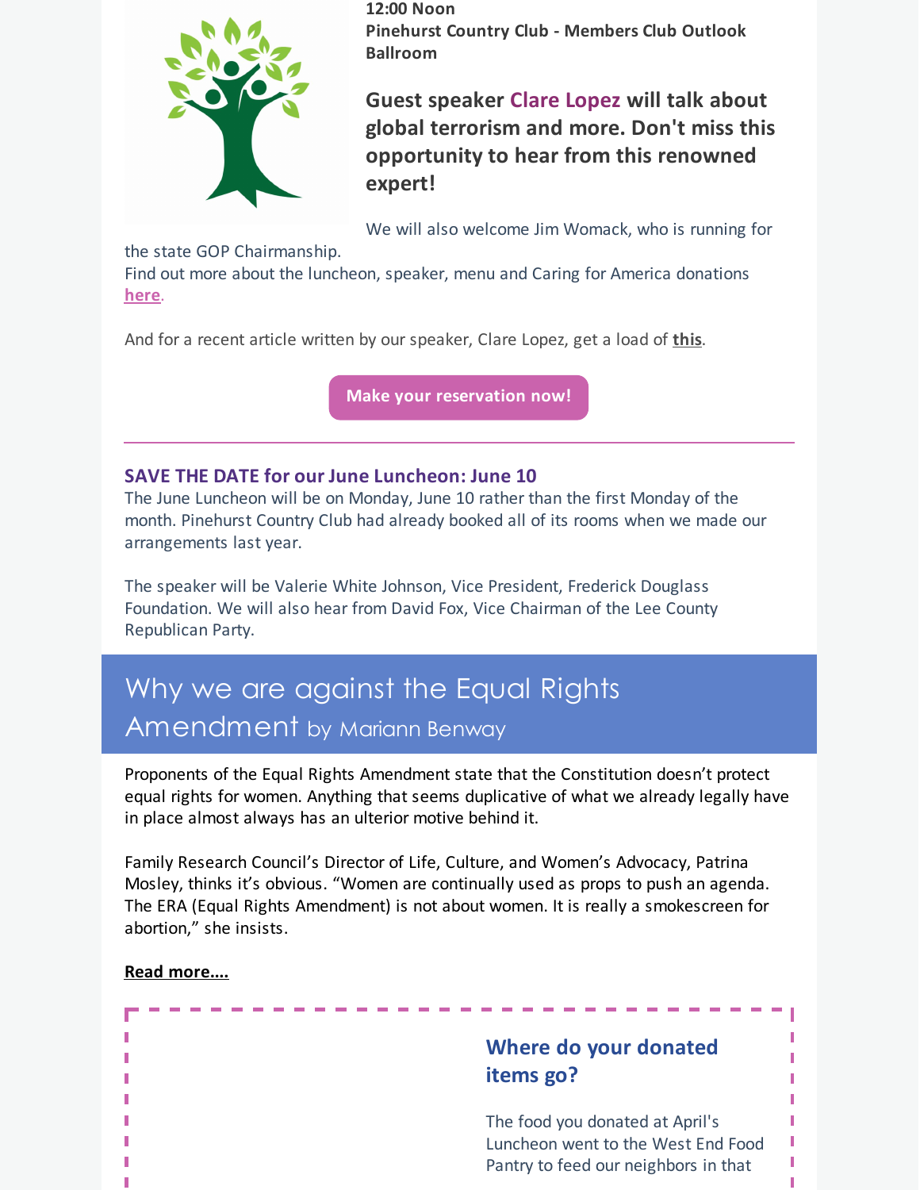**12:00 Noon**
**Pinehurst Country Club - Members Club Outlook Ballroom**

**Guest speaker Clare Lopez will talk about global terrorism and more. Don't miss this opportunity to hear from this renowned expert!**

We will also welcome Jim Womack, who is running for the state GOP Chairmanship.
Find out more about the luncheon, speaker, menu and Caring for America donations **here**.

And for a recent article written by our speaker, Clare Lopez, get a load of **this**.

**Make your reservation now!**

---

### SAVE THE DATE for our June Luncheon: June 10

The June Luncheon will be on Monday, June 10 rather than the first Monday of the month. Pinehurst Country Club had already booked all of its rooms when we made our arrangements last year.

The speaker will be Valerie White Johnson, Vice President, Frederick Douglass Foundation. We will also hear from David Fox, Vice Chairman of the Lee County Republican Party.

## Why we are against the Equal Rights Amendment by Mariann Benway

Proponents of the Equal Rights Amendment state that the Constitution doesn't protect equal rights for women. Anything that seems duplicative of what we already legally have in place almost always has an ulterior motive behind it.

Family Research Council's Director of Life, Culture, and Women's Advocacy, Patrina Mosley, thinks it's obvious. "Women are continually used as props to push an agenda. The ERA (Equal Rights Amendment) is not about women. It is really a smokescreen for abortion," she insists.

**Read more....**

### Where do your donated items go?

The food you donated at April's Luncheon went to the West End Food Pantry to feed our neighbors in that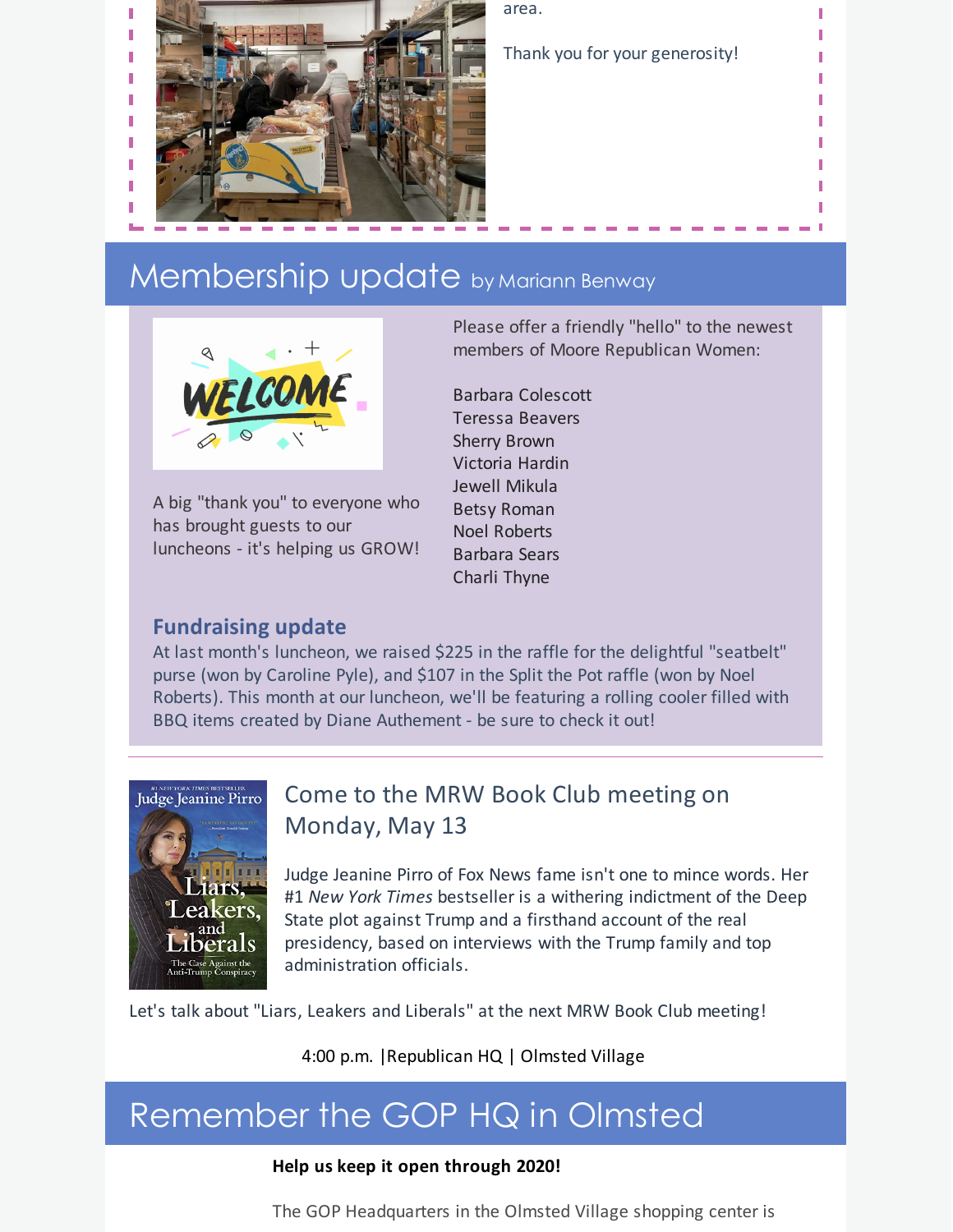area.

Thank you for your generosity!

## Membership update by Mariann Benway

Please offer a friendly "hello" to the newest members of Moore Republican Women:

Barbara Colescott
Teressa Beavers
Sherry Brown
Victoria Hardin
Jewell Mikula
Betsy Roman
Noel Roberts
Barbara Sears
Charli Thyne

A big "thank you" to everyone who has brought guests to our luncheons - it's helping us GROW!

### Fundraising update

At last month's luncheon, we raised $225 in the raffle for the delightful "seatbelt" purse (won by Caroline Pyle), and $107 in the Split the Pot raffle (won by Noel Roberts). This month at our luncheon, we'll be featuring a rolling cooler filled with BBQ items created by Diane Authement - be sure to check it out!

---

### Come to the MRW Book Club meeting on Monday, May 13

Judge Jeanine Pirro of Fox News fame isn't one to mince words. Her #1 *New York Times* bestseller is a withering indictment of the Deep State plot against Trump and a firsthand account of the real presidency, based on interviews with the Trump family and top administration officials.

Let's talk about "Liars, Leakers and Liberals" at the next MRW Book Club meeting!

4:00 p.m. |Republican HQ | Olmsted Village

## Remember the GOP HQ in Olmsted

**Help us keep it open through 2020!**

The GOP Headquarters in the Olmsted Village shopping center is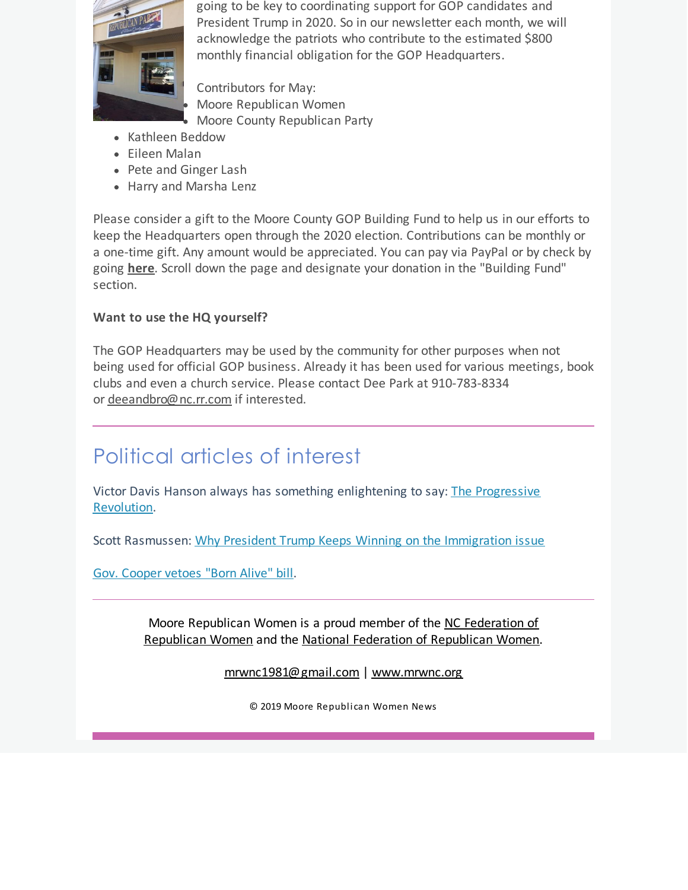going to be key to coordinating support for GOP candidates and President Trump in 2020. So in our newsletter each month, we will acknowledge the patriots who contribute to the estimated $800 monthly financial obligation for the GOP Headquarters.

Contributors for May:

- Moore Republican Women
- Moore County Republican Party
- Kathleen Beddow
- Eileen Malan
- Pete and Ginger Lash
- Harry and Marsha Lenz

Please consider a gift to the Moore County GOP Building Fund to help us in our efforts to keep the Headquarters open through the 2020 election. Contributions can be monthly or a one-time gift. Any amount would be appreciated. You can pay via PayPal or by check by going **here**. Scroll down the page and designate your donation in the "Building Fund" section.

**Want to use the HQ yourself?**

The GOP Headquarters may be used by the community for other purposes when not being used for official GOP business. Already it has been used for various meetings, book clubs and even a church service. Please contact Dee Park at 910-783-8334 or deeandbro@nc.rr.com if interested.

---

## Political articles of interest

Victor Davis Hanson always has something enlightening to say: The Progressive Revolution.

Scott Rasmussen: Why President Trump Keeps Winning on the Immigration issue

Gov. Cooper vetoes "Born Alive" bill.

---

Moore Republican Women is a proud member of the NC Federation of Republican Women and the National Federation of Republican Women.

mrwnc1981@gmail.com | www.mrwnc.org

© 2019 Moore Republican Women News